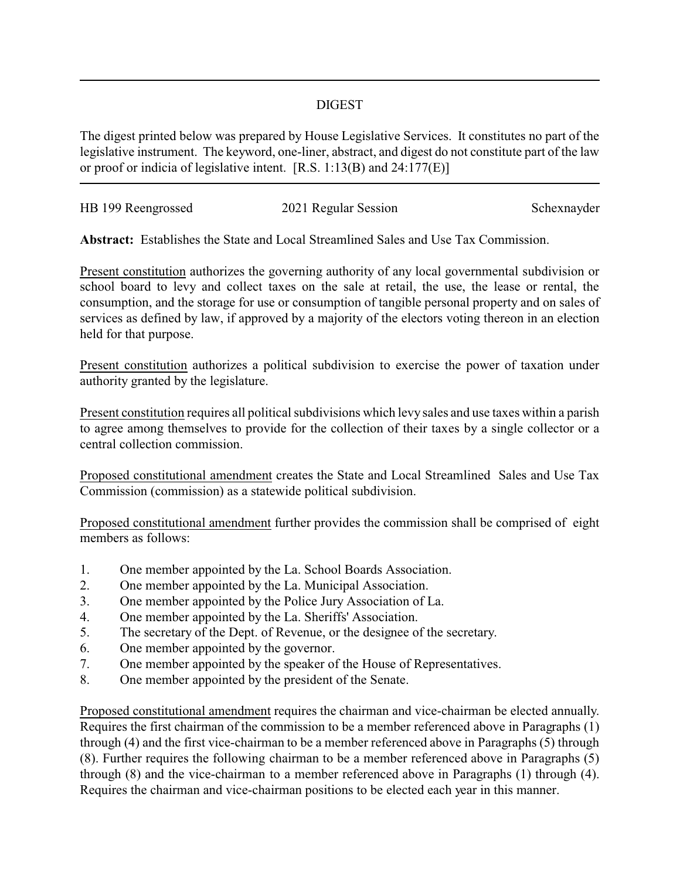## DIGEST

The digest printed below was prepared by House Legislative Services. It constitutes no part of the legislative instrument. The keyword, one-liner, abstract, and digest do not constitute part of the law or proof or indicia of legislative intent. [R.S. 1:13(B) and 24:177(E)]

HB 199 Reengrossed 2021 Regular Session Schexnayder

**Abstract:** Establishes the State and Local Streamlined Sales and Use Tax Commission.

Present constitution authorizes the governing authority of any local governmental subdivision or school board to levy and collect taxes on the sale at retail, the use, the lease or rental, the consumption, and the storage for use or consumption of tangible personal property and on sales of services as defined by law, if approved by a majority of the electors voting thereon in an election held for that purpose.

Present constitution authorizes a political subdivision to exercise the power of taxation under authority granted by the legislature.

Present constitution requires all political subdivisions which levy sales and use taxes within a parish to agree among themselves to provide for the collection of their taxes by a single collector or a central collection commission.

Proposed constitutional amendment creates the State and Local Streamlined Sales and Use Tax Commission (commission) as a statewide political subdivision.

Proposed constitutional amendment further provides the commission shall be comprised of eight members as follows:

1. One member appointed by the La. School Boards Association.
2. One member appointed by the La. Municipal Association.
3. One member appointed by the Police Jury Association of La.
4. One member appointed by the La. Sheriffs' Association.
5. The secretary of the Dept. of Revenue, or the designee of the secretary.
6. One member appointed by the governor.
7. One member appointed by the speaker of the House of Representatives.
8. One member appointed by the president of the Senate.

Proposed constitutional amendment requires the chairman and vice-chairman be elected annually. Requires the first chairman of the commission to be a member referenced above in Paragraphs (1) through (4) and the first vice-chairman to be a member referenced above in Paragraphs (5) through (8). Further requires the following chairman to be a member referenced above in Paragraphs (5) through (8) and the vice-chairman to a member referenced above in Paragraphs (1) through (4). Requires the chairman and vice-chairman positions to be elected each year in this manner.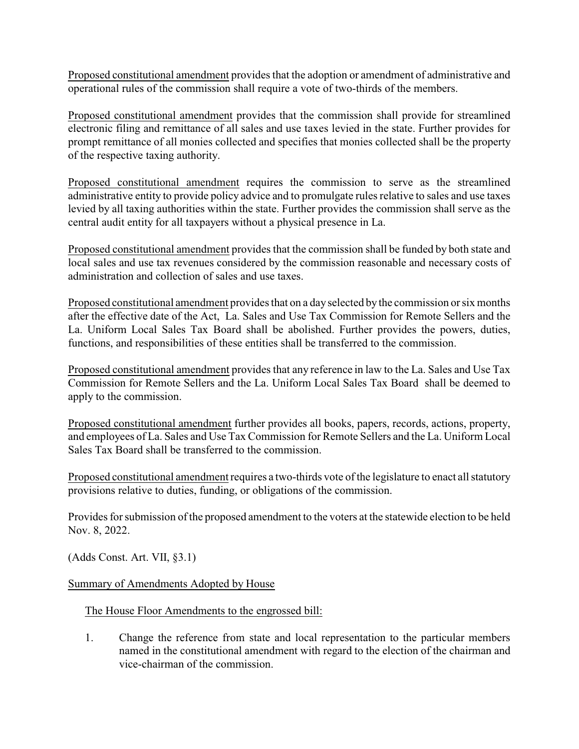Proposed constitutional amendment provides that the adoption or amendment of administrative and operational rules of the commission shall require a vote of two-thirds of the members.

Proposed constitutional amendment provides that the commission shall provide for streamlined electronic filing and remittance of all sales and use taxes levied in the state. Further provides for prompt remittance of all monies collected and specifies that monies collected shall be the property of the respective taxing authority.

Proposed constitutional amendment requires the commission to serve as the streamlined administrative entity to provide policy advice and to promulgate rules relative to sales and use taxes levied by all taxing authorities within the state. Further provides the commission shall serve as the central audit entity for all taxpayers without a physical presence in La.

Proposed constitutional amendment provides that the commission shall be funded by both state and local sales and use tax revenues considered by the commission reasonable and necessary costs of administration and collection of sales and use taxes.

Proposed constitutional amendment provides that on a day selected by the commission or six months after the effective date of the Act, La. Sales and Use Tax Commission for Remote Sellers and the La. Uniform Local Sales Tax Board shall be abolished. Further provides the powers, duties, functions, and responsibilities of these entities shall be transferred to the commission.

Proposed constitutional amendment provides that any reference in law to the La. Sales and Use Tax Commission for Remote Sellers and the La. Uniform Local Sales Tax Board shall be deemed to apply to the commission.

Proposed constitutional amendment further provides all books, papers, records, actions, property, and employees of La. Sales and Use Tax Commission for Remote Sellers and the La. Uniform Local Sales Tax Board shall be transferred to the commission.

Proposed constitutional amendment requires a two-thirds vote of the legislature to enact all statutory provisions relative to duties, funding, or obligations of the commission.

Provides for submission of the proposed amendment to the voters at the statewide election to be held Nov. 8, 2022.

(Adds Const. Art. VII, §3.1)

Summary of Amendments Adopted by House

The House Floor Amendments to the engrossed bill:

1. Change the reference from state and local representation to the particular members named in the constitutional amendment with regard to the election of the chairman and vice-chairman of the commission.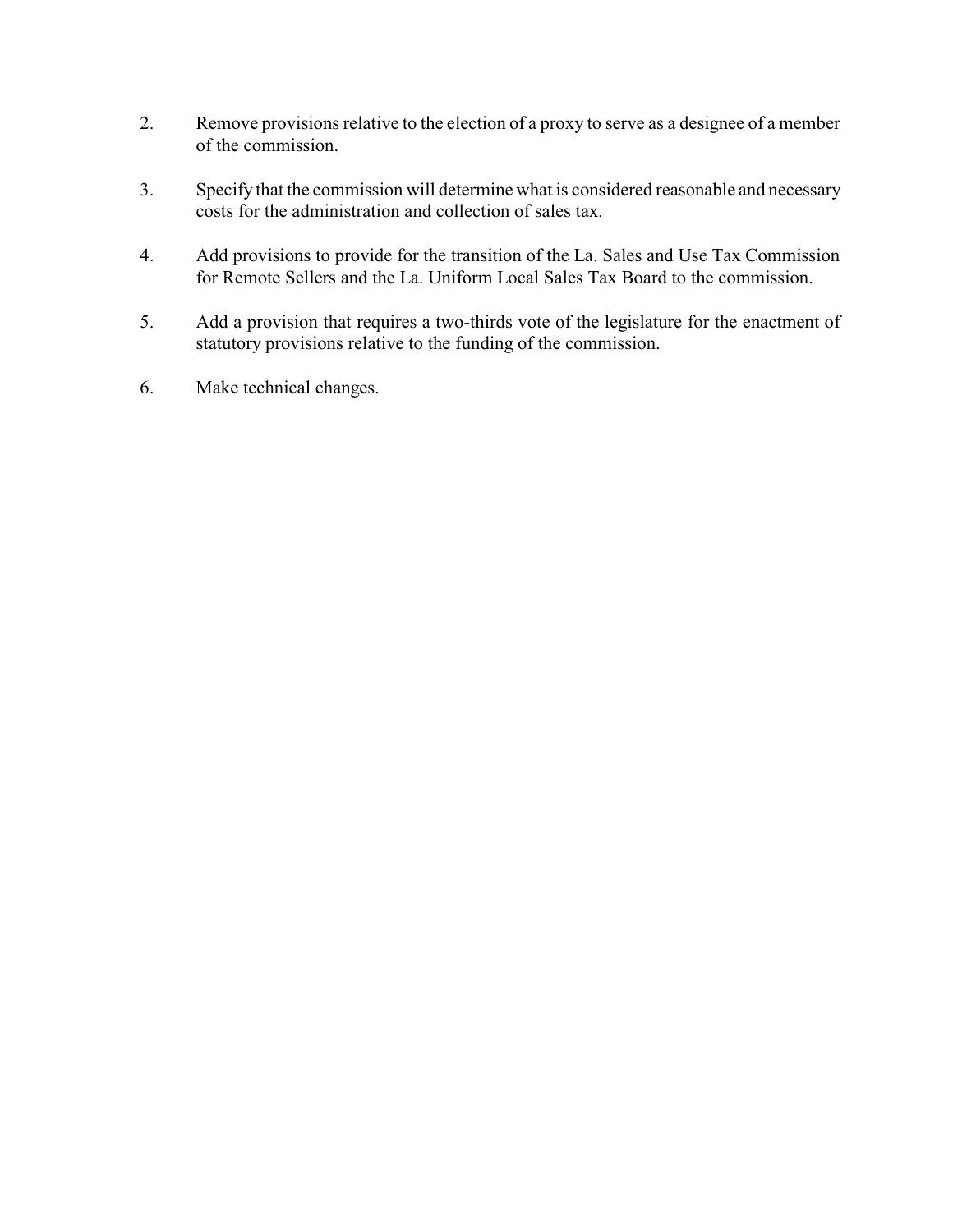2. Remove provisions relative to the election of a proxy to serve as a designee of a member of the commission.

3. Specify that the commission will determine what is considered reasonable and necessary costs for the administration and collection of sales tax.

4. Add provisions to provide for the transition of the La. Sales and Use Tax Commission for Remote Sellers and the La. Uniform Local Sales Tax Board to the commission.

5. Add a provision that requires a two-thirds vote of the legislature for the enactment of statutory provisions relative to the funding of the commission.

6. Make technical changes.